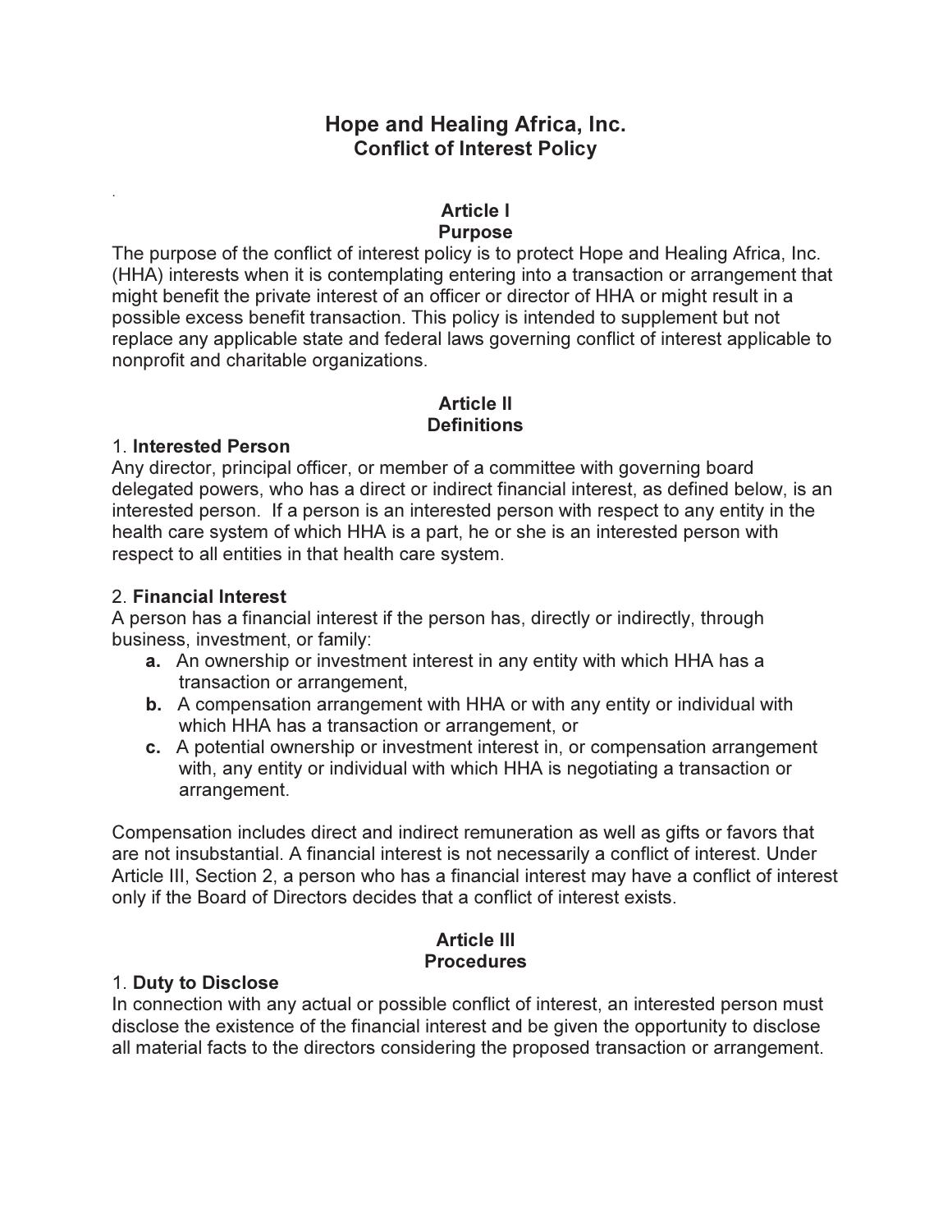# Hope and Healing Africa, Inc.
## Conflict of Interest Policy

### Article I
### Purpose

The purpose of the conflict of interest policy is to protect Hope and Healing Africa, Inc. (HHA) interests when it is contemplating entering into a transaction or arrangement that might benefit the private interest of an officer or director of HHA or might result in a possible excess benefit transaction. This policy is intended to supplement but not replace any applicable state and federal laws governing conflict of interest applicable to nonprofit and charitable organizations.

### Article II
### Definitions

1. **Interested Person**

Any director, principal officer, or member of a committee with governing board delegated powers, who has a direct or indirect financial interest, as defined below, is an interested person. If a person is an interested person with respect to any entity in the health care system of which HHA is a part, he or she is an interested person with respect to all entities in that health care system.

2. **Financial Interest**

A person has a financial interest if the person has, directly or indirectly, through business, investment, or family:

- **a.** An ownership or investment interest in any entity with which HHA has a transaction or arrangement,
- **b.** A compensation arrangement with HHA or with any entity or individual with which HHA has a transaction or arrangement, or
- **c.** A potential ownership or investment interest in, or compensation arrangement with, any entity or individual with which HHA is negotiating a transaction or arrangement.

Compensation includes direct and indirect remuneration as well as gifts or favors that are not insubstantial. A financial interest is not necessarily a conflict of interest. Under Article III, Section 2, a person who has a financial interest may have a conflict of interest only if the Board of Directors decides that a conflict of interest exists.

### Article III
### Procedures

1. **Duty to Disclose**

In connection with any actual or possible conflict of interest, an interested person must disclose the existence of the financial interest and be given the opportunity to disclose all material facts to the directors considering the proposed transaction or arrangement.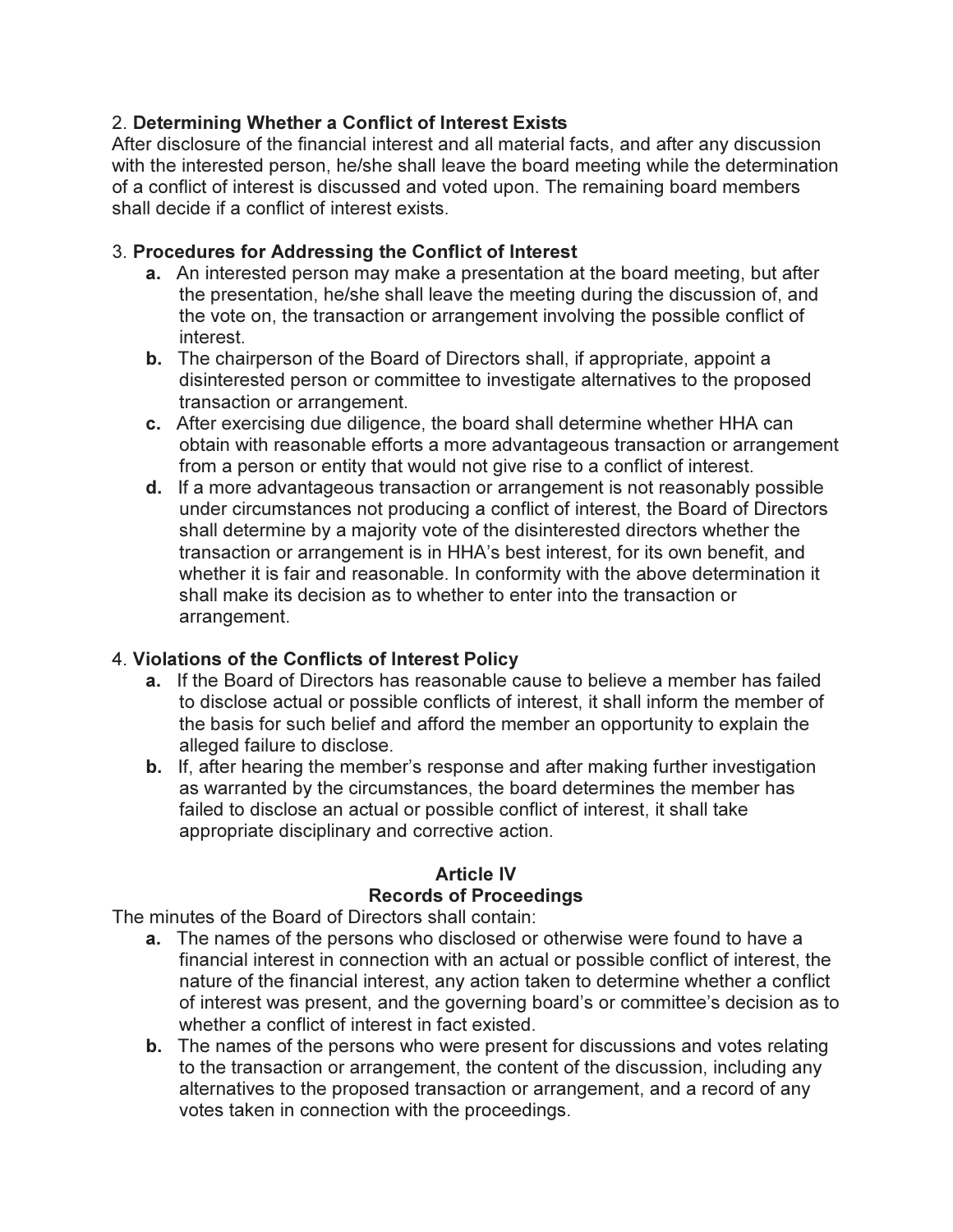2. **Determining Whether a Conflict of Interest Exists**
After disclosure of the financial interest and all material facts, and after any discussion with the interested person, he/she shall leave the board meeting while the determination of a conflict of interest is discussed and voted upon. The remaining board members shall decide if a conflict of interest exists.

3. **Procedures for Addressing the Conflict of Interest**

   **a.** An interested person may make a presentation at the board meeting, but after the presentation, he/she shall leave the meeting during the discussion of, and the vote on, the transaction or arrangement involving the possible conflict of interest.

   **b.** The chairperson of the Board of Directors shall, if appropriate, appoint a disinterested person or committee to investigate alternatives to the proposed transaction or arrangement.

   **c.** After exercising due diligence, the board shall determine whether HHA can obtain with reasonable efforts a more advantageous transaction or arrangement from a person or entity that would not give rise to a conflict of interest.

   **d.** If a more advantageous transaction or arrangement is not reasonably possible under circumstances not producing a conflict of interest, the Board of Directors shall determine by a majority vote of the disinterested directors whether the transaction or arrangement is in HHA's best interest, for its own benefit, and whether it is fair and reasonable. In conformity with the above determination it shall make its decision as to whether to enter into the transaction or arrangement.

4. **Violations of the Conflicts of Interest Policy**

   **a.** If the Board of Directors has reasonable cause to believe a member has failed to disclose actual or possible conflicts of interest, it shall inform the member of the basis for such belief and afford the member an opportunity to explain the alleged failure to disclose.

   **b.** If, after hearing the member's response and after making further investigation as warranted by the circumstances, the board determines the member has failed to disclose an actual or possible conflict of interest, it shall take appropriate disciplinary and corrective action.

## Article IV
## Records of Proceedings

The minutes of the Board of Directors shall contain:

**a.** The names of the persons who disclosed or otherwise were found to have a financial interest in connection with an actual or possible conflict of interest, the nature of the financial interest, any action taken to determine whether a conflict of interest was present, and the governing board's or committee's decision as to whether a conflict of interest in fact existed.

**b.** The names of the persons who were present for discussions and votes relating to the transaction or arrangement, the content of the discussion, including any alternatives to the proposed transaction or arrangement, and a record of any votes taken in connection with the proceedings.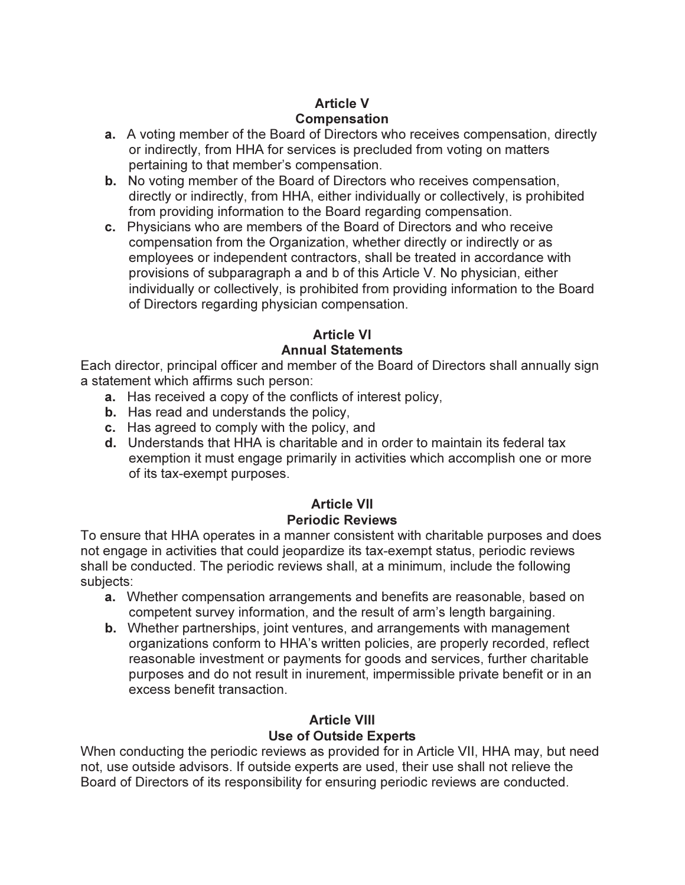## Article V
## Compensation

- **a.** A voting member of the Board of Directors who receives compensation, directly or indirectly, from HHA for services is precluded from voting on matters pertaining to that member's compensation.
- **b.** No voting member of the Board of Directors who receives compensation, directly or indirectly, from HHA, either individually or collectively, is prohibited from providing information to the Board regarding compensation.
- **c.** Physicians who are members of the Board of Directors and who receive compensation from the Organization, whether directly or indirectly or as employees or independent contractors, shall be treated in accordance with provisions of subparagraph a and b of this Article V. No physician, either individually or collectively, is prohibited from providing information to the Board of Directors regarding physician compensation.

## Article VI
## Annual Statements

Each director, principal officer and member of the Board of Directors shall annually sign a statement which affirms such person:

- **a.** Has received a copy of the conflicts of interest policy,
- **b.** Has read and understands the policy,
- **c.** Has agreed to comply with the policy, and
- **d.** Understands that HHA is charitable and in order to maintain its federal tax exemption it must engage primarily in activities which accomplish one or more of its tax-exempt purposes.

## Article VII
## Periodic Reviews

To ensure that HHA operates in a manner consistent with charitable purposes and does not engage in activities that could jeopardize its tax-exempt status, periodic reviews shall be conducted. The periodic reviews shall, at a minimum, include the following subjects:

- **a.** Whether compensation arrangements and benefits are reasonable, based on competent survey information, and the result of arm's length bargaining.
- **b.** Whether partnerships, joint ventures, and arrangements with management organizations conform to HHA's written policies, are properly recorded, reflect reasonable investment or payments for goods and services, further charitable purposes and do not result in inurement, impermissible private benefit or in an excess benefit transaction.

## Article VIII
## Use of Outside Experts

When conducting the periodic reviews as provided for in Article VII, HHA may, but need not, use outside advisors. If outside experts are used, their use shall not relieve the Board of Directors of its responsibility for ensuring periodic reviews are conducted.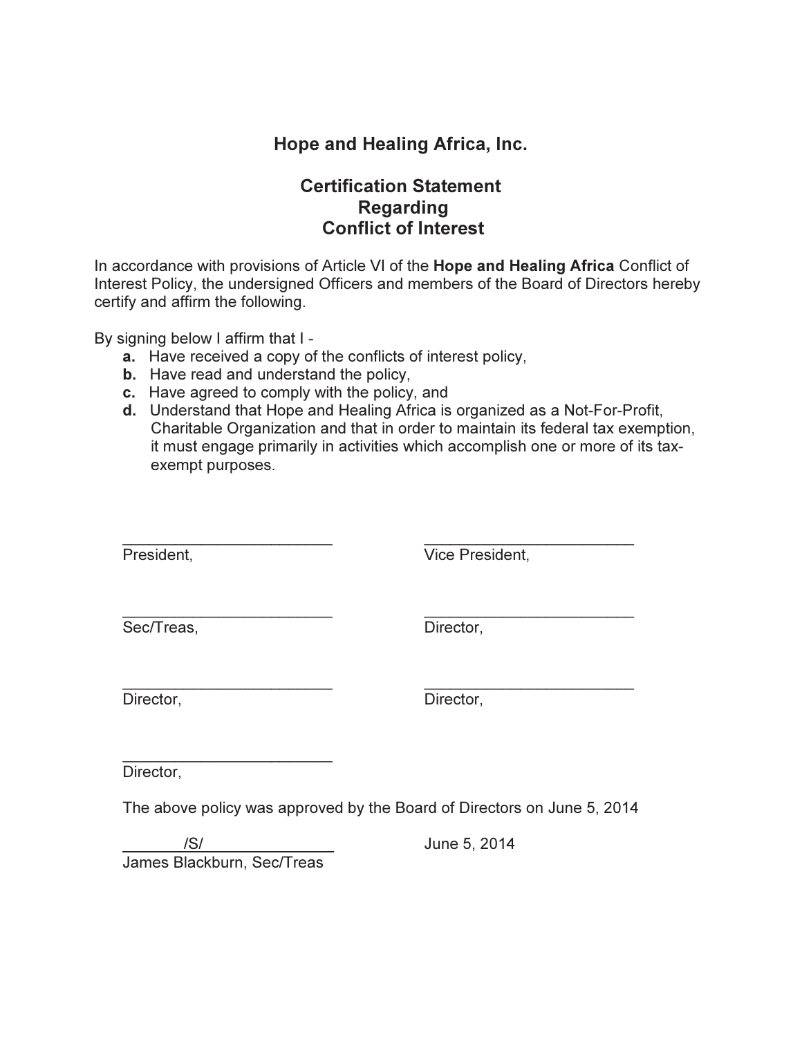# Hope and Healing Africa, Inc.

## Certification Statement
## Regarding
## Conflict of Interest

In accordance with provisions of Article VI of the **Hope and Healing Africa** Conflict of Interest Policy, the undersigned Officers and members of the Board of Directors hereby certify and affirm the following.

By signing below I affirm that I -

- **a.** Have received a copy of the conflicts of interest policy,
- **b.** Have read and understand the policy,
- **c.** Have agreed to comply with the policy, and
- **d.** Understand that Hope and Healing Africa is organized as a Not-For-Profit, Charitable Organization and that in order to maintain its federal tax exemption, it must engage primarily in activities which accomplish one or more of its tax-exempt purposes.

| | |
|---|---|
| ________________________ | ________________________ |
| President, | Vice President, |
| ________________________ | ________________________ |
| Sec/Treas, | Director, |
| ________________________ | ________________________ |
| Director, | Director, |
| ________________________ | |
| Director, | |

The above policy was approved by the Board of Directors on June 5, 2014

/S/ June 5, 2014

James Blackburn, Sec/Treas